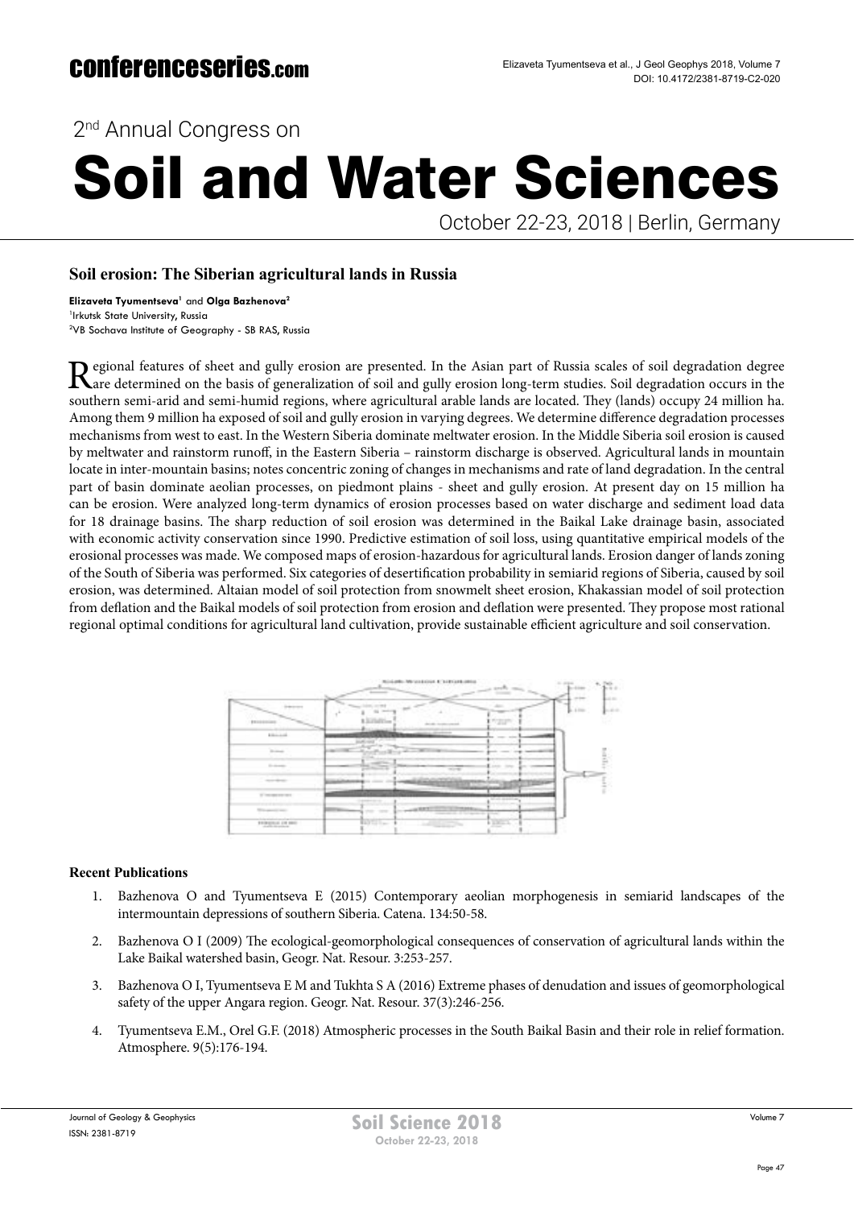2nd Annual Congress on

# Soil and Water Sciences

October 22-23, 2018 | Berlin, Germany

## Soil erosion: The Siberian agricultural lands in Russia

**Elizaveta Tyumentseva**[1] and **Olga Bazhenova**[2]

[1]Irkutsk State University, Russia
[2]VB Sochava Institute of Geography - SB RAS, Russia

Regional features of sheet and gully erosion are presented. In the Asian part of Russia scales of soil degradation degree are determined on the basis of generalization of soil and gully erosion long-term studies. Soil degradation occurs in the southern semi-arid and semi-humid regions, where agricultural arable lands are located. They (lands) occupy 24 million ha. Among them 9 million ha exposed of soil and gully erosion in varying degrees. We determine difference degradation processes mechanisms from west to east. In the Western Siberia dominate meltwater erosion. In the Middle Siberia soil erosion is caused by meltwater and rainstorm runoff, in the Eastern Siberia – rainstorm discharge is observed. Agricultural lands in mountain locate in inter-mountain basins; notes concentric zoning of changes in mechanisms and rate of land degradation. In the central part of basin dominate aeolian processes, on piedmont plains - sheet and gully erosion. At present day on 15 million ha can be erosion. Were analyzed long-term dynamics of erosion processes based on water discharge and sediment load data for 18 drainage basins. The sharp reduction of soil erosion was determined in the Baikal Lake drainage basin, associated with economic activity conservation since 1990. Predictive estimation of soil loss, using quantitative empirical models of the erosional processes was made. We composed maps of erosion-hazardous for agricultural lands. Erosion danger of lands zoning of the South of Siberia was performed. Six categories of desertification probability in semiarid regions of Siberia, caused by soil erosion, was determined. Altaian model of soil protection from snowmelt sheet erosion, Khakassian model of soil protection from deflation and the Baikal models of soil protection from erosion and deflation were presented. They propose most rational regional optimal conditions for agricultural land cultivation, provide sustainable efficient agriculture and soil conservation.

### Recent Publications

1. Bazhenova O and Tyumentseva E (2015) Contemporary aeolian morphogenesis in semiarid landscapes of the intermountain depressions of southern Siberia. Catena. 134:50-58.
2. Bazhenova O I (2009) The ecological-geomorphological consequences of conservation of agricultural lands within the Lake Baikal watershed basin, Geogr. Nat. Resour. 3:253-257.
3. Bazhenova O I, Tyumentseva E M and Tukhta S A (2016) Extreme phases of denudation and issues of geomorphological safety of the upper Angara region. Geogr. Nat. Resour. 37(3):246-256.
4. Tyumentseva E.M., Orel G.F. (2018) Atmospheric processes in the South Baikal Basin and their role in relief formation. Atmosphere. 9(5):176-194.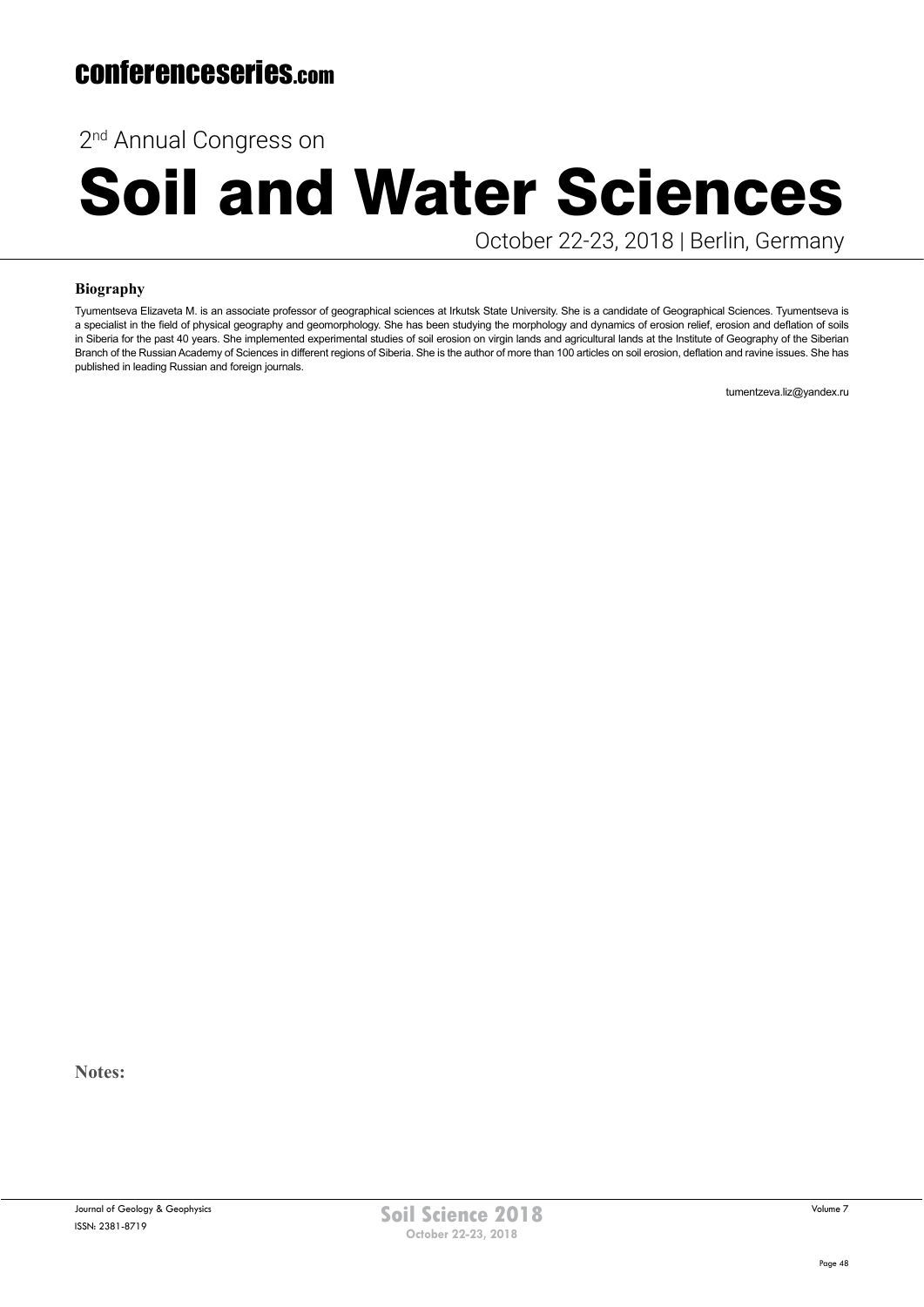### Biography

Tyumentseva Elizaveta M. is an associate professor of geographical sciences at Irkutsk State University. She is a candidate of Geographical Sciences. Tyumentseva is a specialist in the field of physical geography and geomorphology. She has been studying the morphology and dynamics of erosion relief, erosion and deflation of soils in Siberia for the past 40 years. She implemented experimental studies of soil erosion on virgin lands and agricultural lands at the Institute of Geography of the Siberian Branch of the Russian Academy of Sciences in different regions of Siberia. She is the author of more than 100 articles on soil erosion, deflation and ravine issues. She has published in leading Russian and foreign journals.

tumentzeva.liz@yandex.ru

**Notes:**